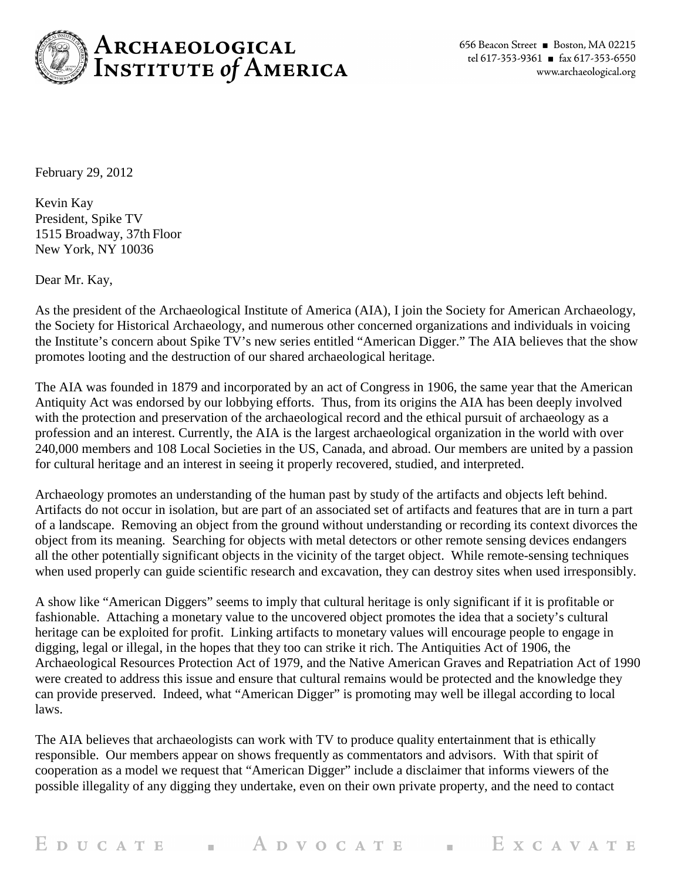**Archaeological Institute of America**

656 Beacon Street ■ Boston, MA 02215
tel 617-353-9361 ■ fax 617-353-6550
www.archaeological.org

February 29, 2012

Kevin Kay
President, Spike TV
1515 Broadway, 37th Floor
New York, NY 10036

Dear Mr. Kay,

As the president of the Archaeological Institute of America (AIA), I join the Society for American Archaeology, the Society for Historical Archaeology, and numerous other concerned organizations and individuals in voicing the Institute's concern about Spike TV's new series entitled "American Digger." The AIA believes that the show promotes looting and the destruction of our shared archaeological heritage.

The AIA was founded in 1879 and incorporated by an act of Congress in 1906, the same year that the American Antiquity Act was endorsed by our lobbying efforts. Thus, from its origins the AIA has been deeply involved with the protection and preservation of the archaeological record and the ethical pursuit of archaeology as a profession and an interest. Currently, the AIA is the largest archaeological organization in the world with over 240,000 members and 108 Local Societies in the US, Canada, and abroad. Our members are united by a passion for cultural heritage and an interest in seeing it properly recovered, studied, and interpreted.

Archaeology promotes an understanding of the human past by study of the artifacts and objects left behind. Artifacts do not occur in isolation, but are part of an associated set of artifacts and features that are in turn a part of a landscape. Removing an object from the ground without understanding or recording its context divorces the object from its meaning. Searching for objects with metal detectors or other remote sensing devices endangers all the other potentially significant objects in the vicinity of the target object. While remote-sensing techniques when used properly can guide scientific research and excavation, they can destroy sites when used irresponsibly.

A show like "American Diggers" seems to imply that cultural heritage is only significant if it is profitable or fashionable. Attaching a monetary value to the uncovered object promotes the idea that a society's cultural heritage can be exploited for profit. Linking artifacts to monetary values will encourage people to engage in digging, legal or illegal, in the hopes that they too can strike it rich. The Antiquities Act of 1906, the Archaeological Resources Protection Act of 1979, and the Native American Graves and Repatriation Act of 1990 were created to address this issue and ensure that cultural remains would be protected and the knowledge they can provide preserved. Indeed, what "American Digger" is promoting may well be illegal according to local laws.

The AIA believes that archaeologists can work with TV to produce quality entertainment that is ethically responsible. Our members appear on shows frequently as commentators and advisors. With that spirit of cooperation as a model we request that "American Digger" include a disclaimer that informs viewers of the possible illegality of any digging they undertake, even on their own private property, and the need to contact

EDUCATE ■ ADVOCATE ■ EXCAVATE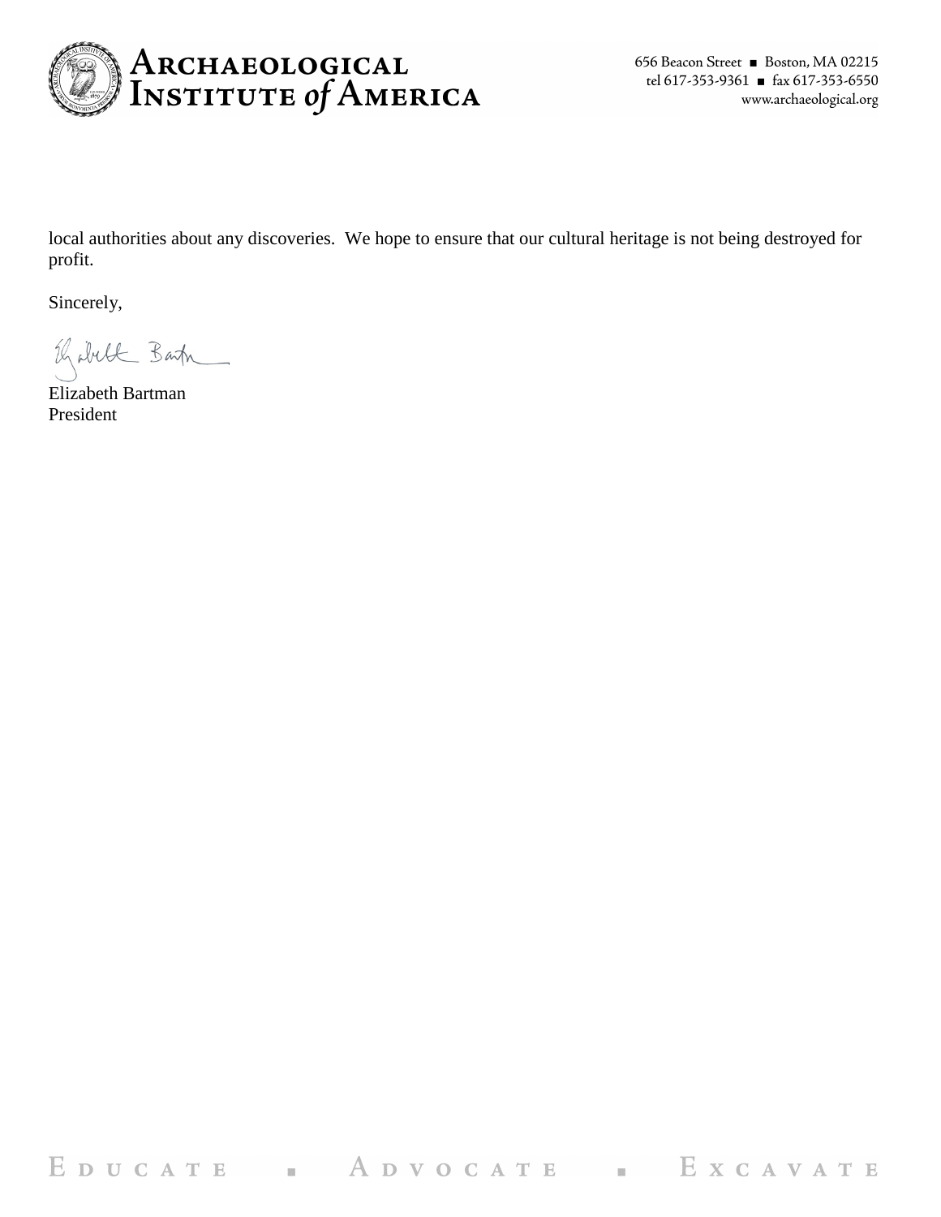local authorities about any discoveries. We hope to ensure that our cultural heritage is not being destroyed for profit.

Sincerely,

Elizabeth Bartman
President